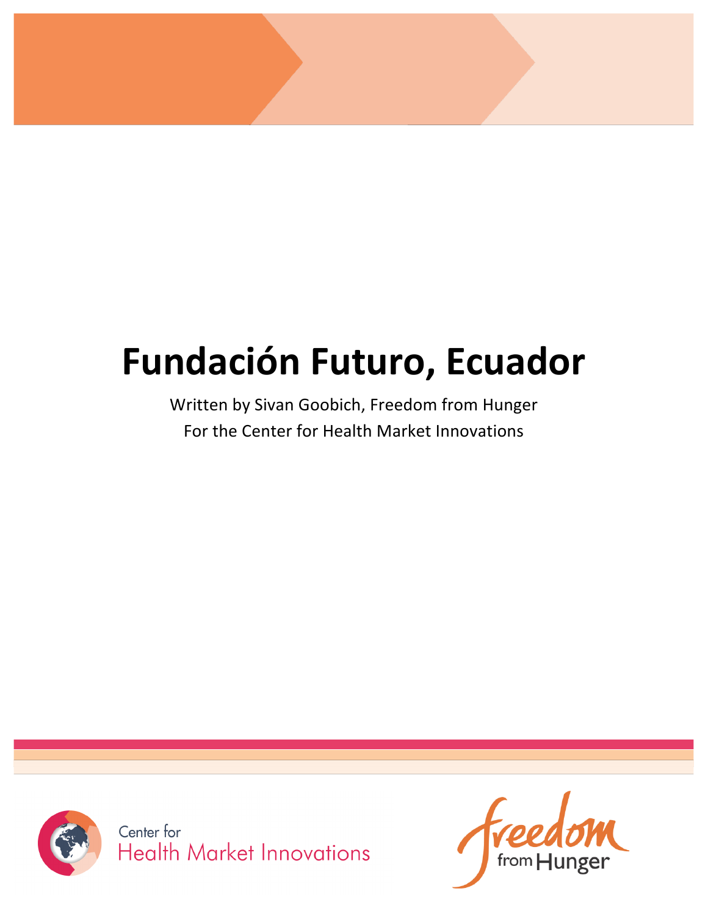# Fundación Futuro, Ecuador

Written by Sivan Goobich, Freedom from Hunger

For the Center for Health Market Innovations

Center for Health Market Innovations

freedom from Hunger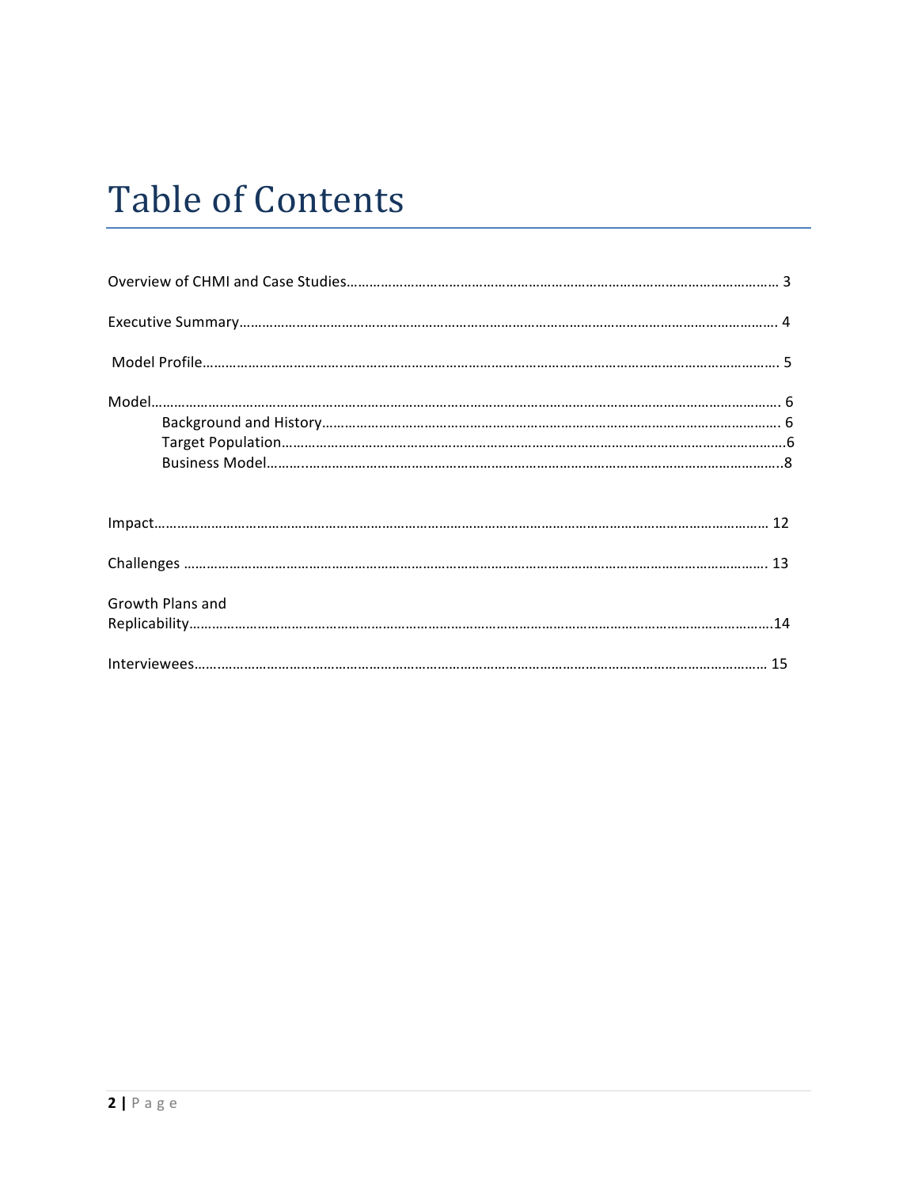# Table of Contents

Overview of CHMI and Case Studies……………………………………………………………………………………………… 3

Executive Summary……………………………………………………………………………………………………………………… 4

Model Profile…………………………………………………………………………………………………………………………… 5

Model…………………………………………………………………………………………………………………………………………… 6
- Background and History…………………………………………………………………………………………………… 6
- Target Population……………………………………………………………………………………………………………6
- Business Model………………………………………………………………………………………………………………..8

Impact………………………………………………………………………………………………………………………………………… 12

Challenges …………………………………………………………………………………………………………………………………… 13

Growth Plans and Replicability………………………………………………………………………………………………………………………………………14

Interviewees………………………………………………………………………………………………………………………………… 15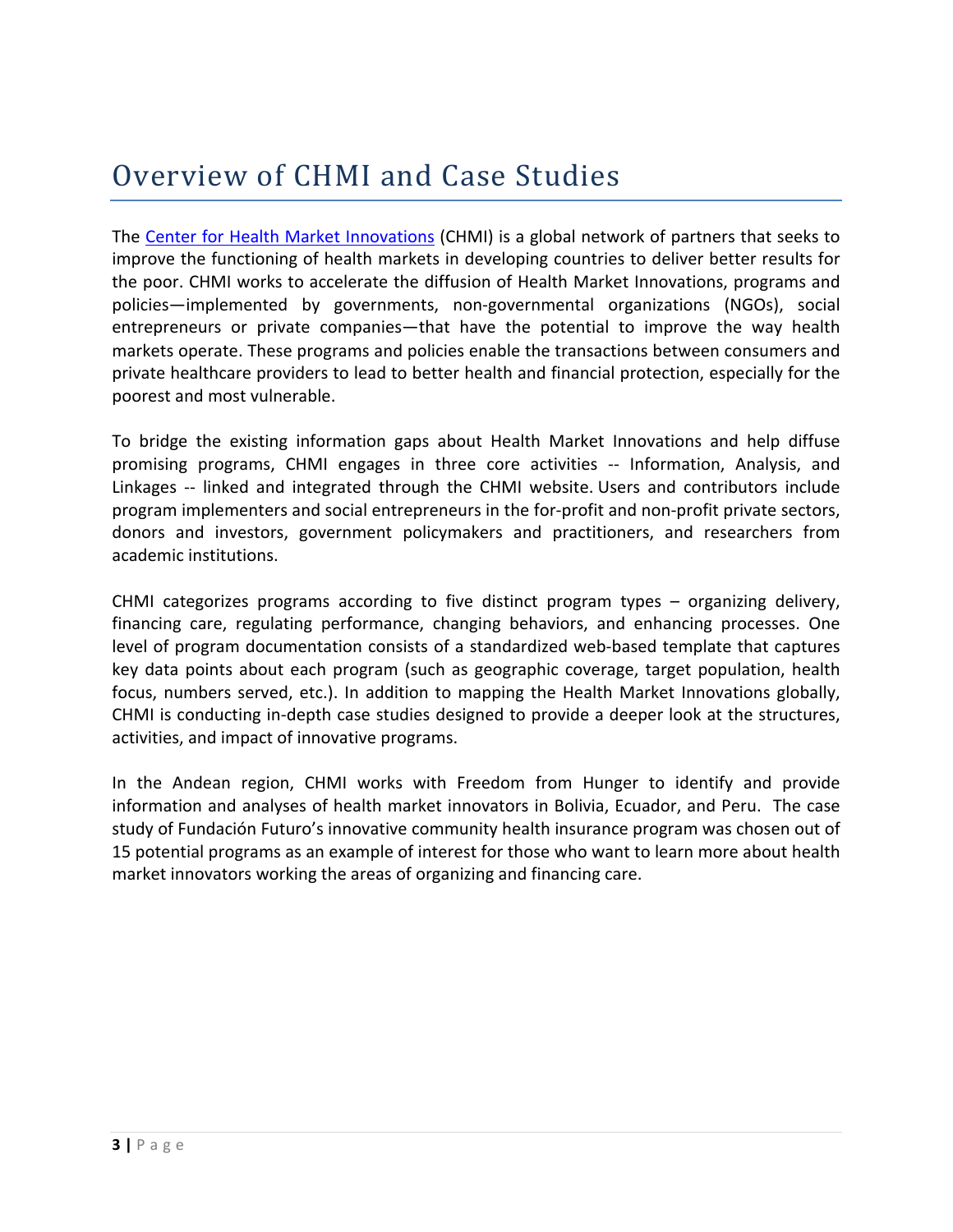# Overview of CHMI and Case Studies

The [Center for Health Market Innovations](#) (CHMI) is a global network of partners that seeks to improve the functioning of health markets in developing countries to deliver better results for the poor. CHMI works to accelerate the diffusion of Health Market Innovations, programs and policies—implemented by governments, non-governmental organizations (NGOs), social entrepreneurs or private companies—that have the potential to improve the way health markets operate. These programs and policies enable the transactions between consumers and private healthcare providers to lead to better health and financial protection, especially for the poorest and most vulnerable.

To bridge the existing information gaps about Health Market Innovations and help diffuse promising programs, CHMI engages in three core activities -- Information, Analysis, and Linkages -- linked and integrated through the CHMI website. Users and contributors include program implementers and social entrepreneurs in the for-profit and non-profit private sectors, donors and investors, government policymakers and practitioners, and researchers from academic institutions.

CHMI categorizes programs according to five distinct program types – organizing delivery, financing care, regulating performance, changing behaviors, and enhancing processes. One level of program documentation consists of a standardized web-based template that captures key data points about each program (such as geographic coverage, target population, health focus, numbers served, etc.). In addition to mapping the Health Market Innovations globally, CHMI is conducting in-depth case studies designed to provide a deeper look at the structures, activities, and impact of innovative programs.

In the Andean region, CHMI works with Freedom from Hunger to identify and provide information and analyses of health market innovators in Bolivia, Ecuador, and Peru. The case study of Fundación Futuro's innovative community health insurance program was chosen out of 15 potential programs as an example of interest for those who want to learn more about health market innovators working the areas of organizing and financing care.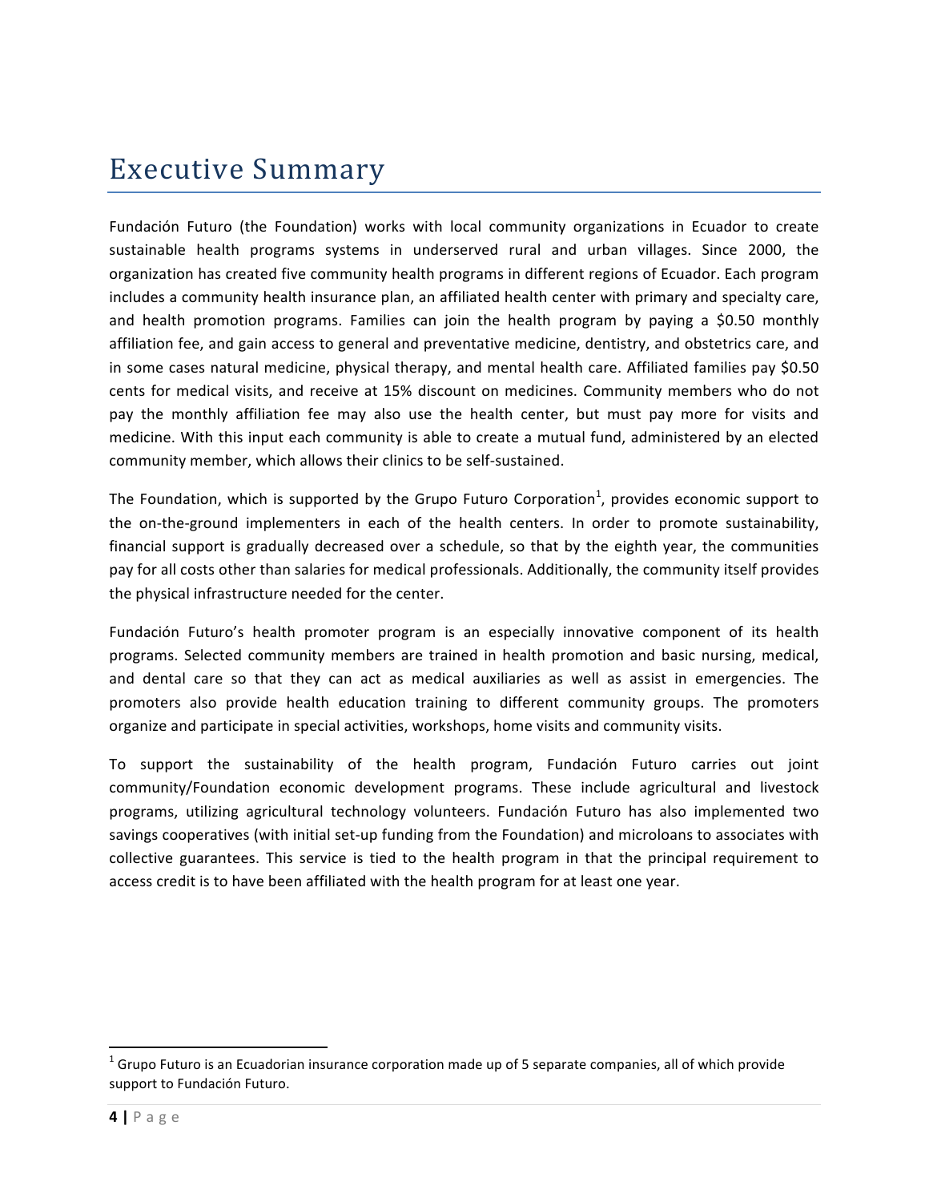# Executive Summary

Fundación Futuro (the Foundation) works with local community organizations in Ecuador to create sustainable health programs systems in underserved rural and urban villages. Since 2000, the organization has created five community health programs in different regions of Ecuador. Each program includes a community health insurance plan, an affiliated health center with primary and specialty care, and health promotion programs. Families can join the health program by paying a $0.50 monthly affiliation fee, and gain access to general and preventative medicine, dentistry, and obstetrics care, and in some cases natural medicine, physical therapy, and mental health care. Affiliated families pay $0.50 cents for medical visits, and receive at 15% discount on medicines. Community members who do not pay the monthly affiliation fee may also use the health center, but must pay more for visits and medicine. With this input each community is able to create a mutual fund, administered by an elected community member, which allows their clinics to be self-sustained.

The Foundation, which is supported by the Grupo Futuro Corporation[1], provides economic support to the on-the-ground implementers in each of the health centers. In order to promote sustainability, financial support is gradually decreased over a schedule, so that by the eighth year, the communities pay for all costs other than salaries for medical professionals. Additionally, the community itself provides the physical infrastructure needed for the center.

Fundación Futuro's health promoter program is an especially innovative component of its health programs. Selected community members are trained in health promotion and basic nursing, medical, and dental care so that they can act as medical auxiliaries as well as assist in emergencies. The promoters also provide health education training to different community groups. The promoters organize and participate in special activities, workshops, home visits and community visits.

To support the sustainability of the health program, Fundación Futuro carries out joint community/Foundation economic development programs. These include agricultural and livestock programs, utilizing agricultural technology volunteers. Fundación Futuro has also implemented two savings cooperatives (with initial set-up funding from the Foundation) and microloans to associates with collective guarantees. This service is tied to the health program in that the principal requirement to access credit is to have been affiliated with the health program for at least one year.

---

[1] Grupo Futuro is an Ecuadorian insurance corporation made up of 5 separate companies, all of which provide support to Fundación Futuro.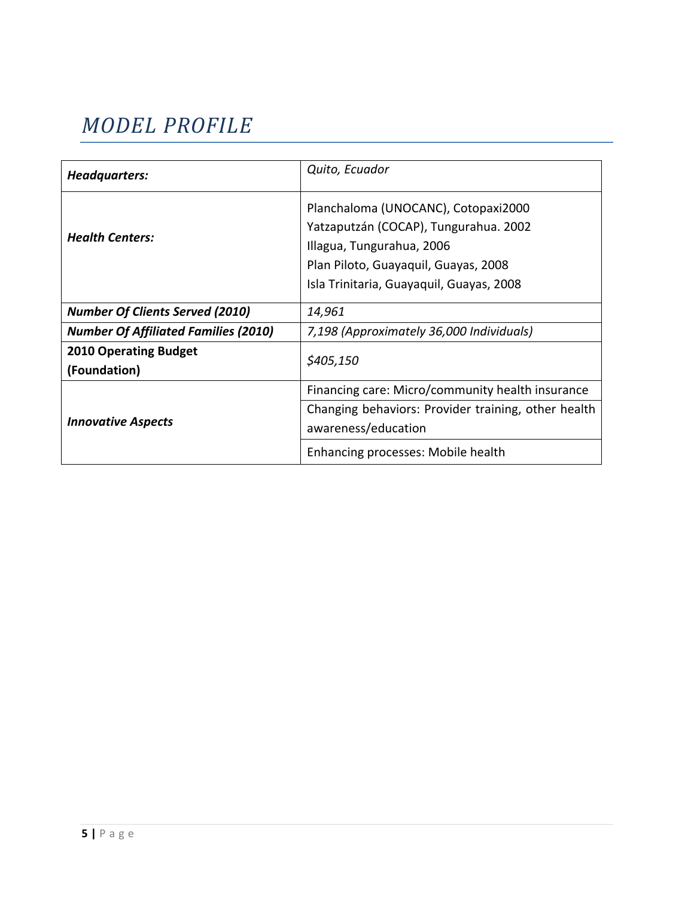# *MODEL PROFILE*

| ***Headquarters:*** | *Quito, Ecuador* |
|---|---|
| ***Health Centers:*** | Planchaloma (UNOCANC), Cotopaxi2000<br>Yatzaputzán (COCAP), Tungurahua. 2002<br>Illagua, Tungurahua, 2006<br>Plan Piloto, Guayaquil, Guayas, 2008<br>Isla Trinitaria, Guayaquil, Guayas, 2008 |
| ***Number Of Clients Served (2010)*** | *14,961* |
| ***Number Of Affiliated Families (2010)*** | *7,198 (Approximately 36,000 Individuals)* |
| **2010 Operating Budget (Foundation)** | *$405,150* |
| ***Innovative Aspects*** | Financing care: Micro/community health insurance |
| | Changing behaviors: Provider training, other health awareness/education |
| | Enhancing processes: Mobile health |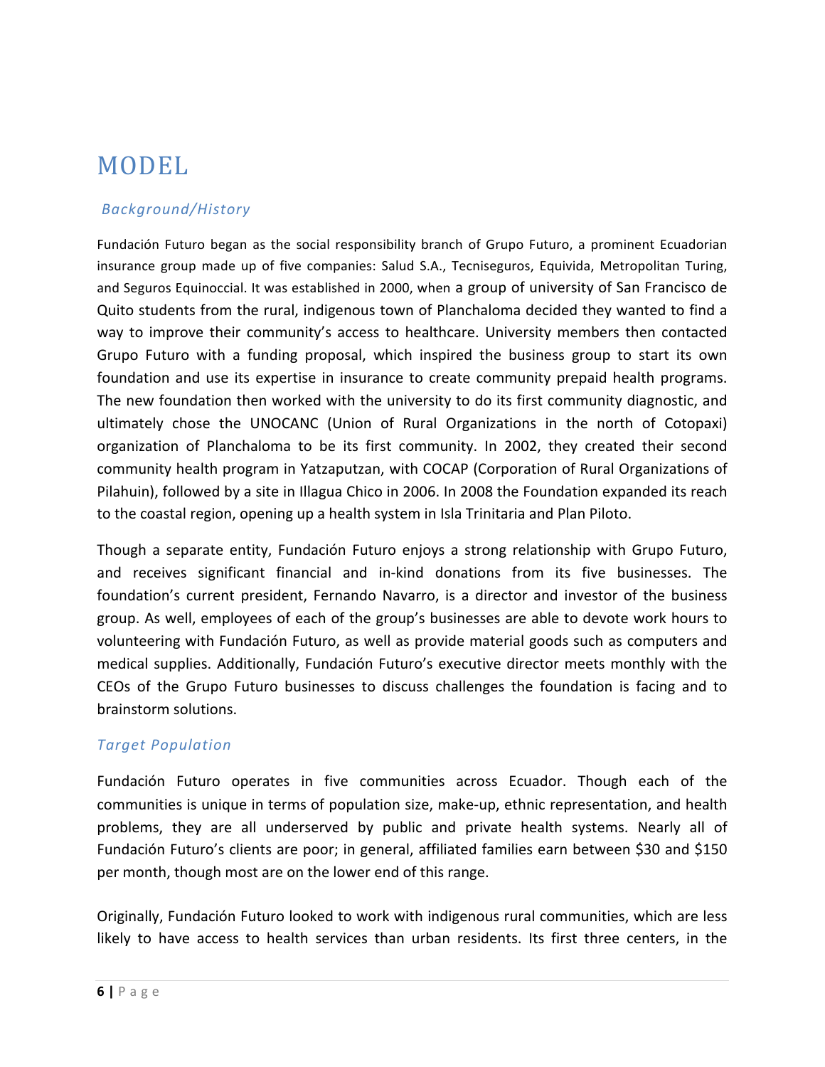# MODEL

## *Background/History*

Fundación Futuro began as the social responsibility branch of Grupo Futuro, a prominent Ecuadorian insurance group made up of five companies: Salud S.A., Tecniseguros, Equivida, Metropolitan Turing, and Seguros Equinoccial. It was established in 2000, when a group of university of San Francisco de Quito students from the rural, indigenous town of Planchaloma decided they wanted to find a way to improve their community's access to healthcare. University members then contacted Grupo Futuro with a funding proposal, which inspired the business group to start its own foundation and use its expertise in insurance to create community prepaid health programs. The new foundation then worked with the university to do its first community diagnostic, and ultimately chose the UNOCANC (Union of Rural Organizations in the north of Cotopaxi) organization of Planchaloma to be its first community. In 2002, they created their second community health program in Yatzaputzan, with COCAP (Corporation of Rural Organizations of Pilahuin), followed by a site in Illagua Chico in 2006. In 2008 the Foundation expanded its reach to the coastal region, opening up a health system in Isla Trinitaria and Plan Piloto.

Though a separate entity, Fundación Futuro enjoys a strong relationship with Grupo Futuro, and receives significant financial and in-kind donations from its five businesses. The foundation's current president, Fernando Navarro, is a director and investor of the business group. As well, employees of each of the group's businesses are able to devote work hours to volunteering with Fundación Futuro, as well as provide material goods such as computers and medical supplies. Additionally, Fundación Futuro's executive director meets monthly with the CEOs of the Grupo Futuro businesses to discuss challenges the foundation is facing and to brainstorm solutions.

## *Target Population*

Fundación Futuro operates in five communities across Ecuador. Though each of the communities is unique in terms of population size, make-up, ethnic representation, and health problems, they are all underserved by public and private health systems. Nearly all of Fundación Futuro's clients are poor; in general, affiliated families earn between $30 and $150 per month, though most are on the lower end of this range.

Originally, Fundación Futuro looked to work with indigenous rural communities, which are less likely to have access to health services than urban residents. Its first three centers, in the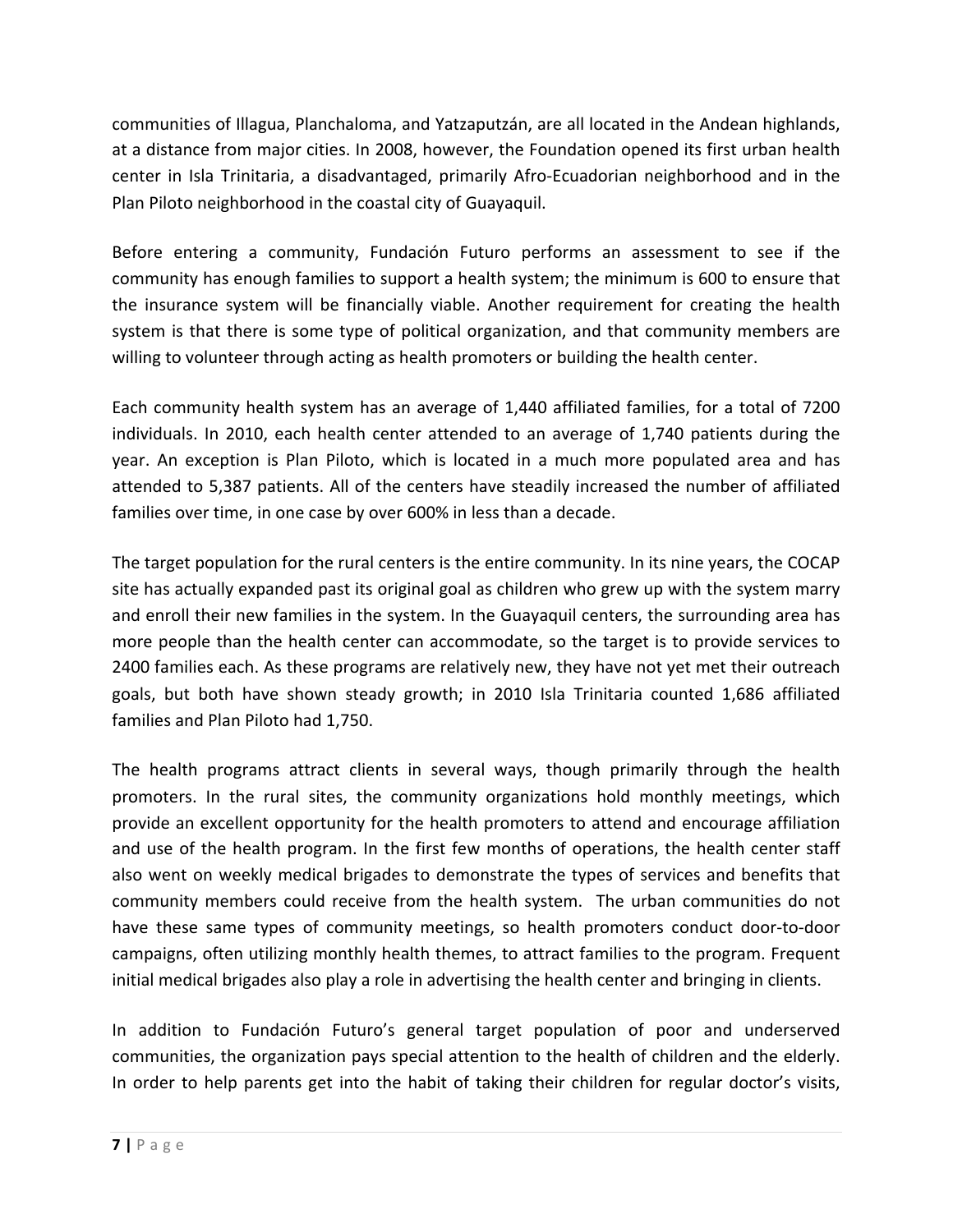communities of Illagua, Planchaloma, and Yatzaputzán, are all located in the Andean highlands, at a distance from major cities. In 2008, however, the Foundation opened its first urban health center in Isla Trinitaria, a disadvantaged, primarily Afro-Ecuadorian neighborhood and in the Plan Piloto neighborhood in the coastal city of Guayaquil.

Before entering a community, Fundación Futuro performs an assessment to see if the community has enough families to support a health system; the minimum is 600 to ensure that the insurance system will be financially viable. Another requirement for creating the health system is that there is some type of political organization, and that community members are willing to volunteer through acting as health promoters or building the health center.

Each community health system has an average of 1,440 affiliated families, for a total of 7200 individuals. In 2010, each health center attended to an average of 1,740 patients during the year. An exception is Plan Piloto, which is located in a much more populated area and has attended to 5,387 patients. All of the centers have steadily increased the number of affiliated families over time, in one case by over 600% in less than a decade.

The target population for the rural centers is the entire community. In its nine years, the COCAP site has actually expanded past its original goal as children who grew up with the system marry and enroll their new families in the system. In the Guayaquil centers, the surrounding area has more people than the health center can accommodate, so the target is to provide services to 2400 families each. As these programs are relatively new, they have not yet met their outreach goals, but both have shown steady growth; in 2010 Isla Trinitaria counted 1,686 affiliated families and Plan Piloto had 1,750.

The health programs attract clients in several ways, though primarily through the health promoters. In the rural sites, the community organizations hold monthly meetings, which provide an excellent opportunity for the health promoters to attend and encourage affiliation and use of the health program. In the first few months of operations, the health center staff also went on weekly medical brigades to demonstrate the types of services and benefits that community members could receive from the health system. The urban communities do not have these same types of community meetings, so health promoters conduct door-to-door campaigns, often utilizing monthly health themes, to attract families to the program. Frequent initial medical brigades also play a role in advertising the health center and bringing in clients.

In addition to Fundación Futuro's general target population of poor and underserved communities, the organization pays special attention to the health of children and the elderly. In order to help parents get into the habit of taking their children for regular doctor's visits,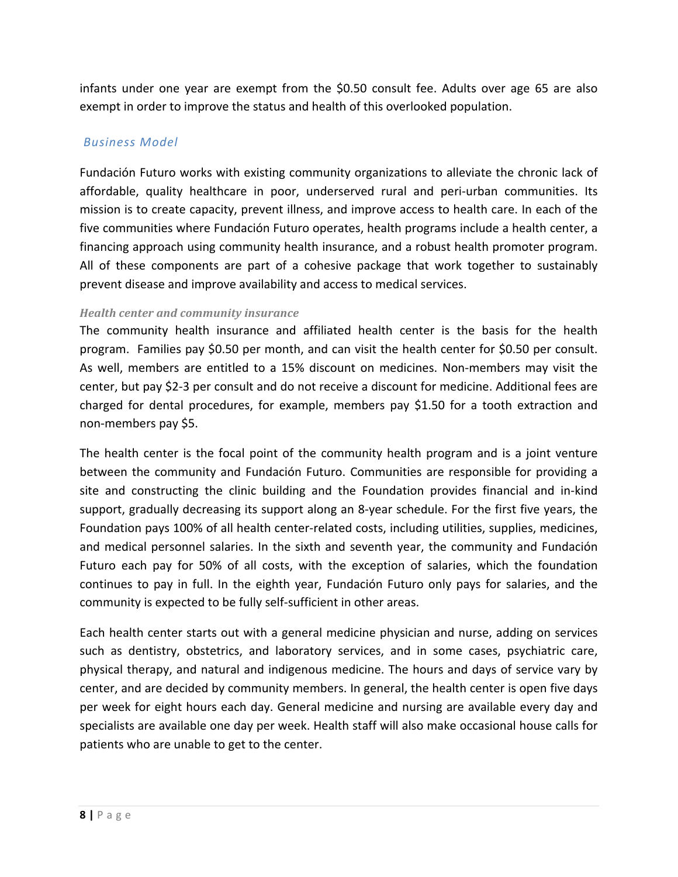infants under one year are exempt from the $0.50 consult fee. Adults over age 65 are also exempt in order to improve the status and health of this overlooked population.

## *Business Model*

Fundación Futuro works with existing community organizations to alleviate the chronic lack of affordable, quality healthcare in poor, underserved rural and peri-urban communities. Its mission is to create capacity, prevent illness, and improve access to health care. In each of the five communities where Fundación Futuro operates, health programs include a health center, a financing approach using community health insurance, and a robust health promoter program. All of these components are part of a cohesive package that work together to sustainably prevent disease and improve availability and access to medical services.

### *Health center and community insurance*

The community health insurance and affiliated health center is the basis for the health program. Families pay $0.50 per month, and can visit the health center for $0.50 per consult. As well, members are entitled to a 15% discount on medicines. Non-members may visit the center, but pay $2-3 per consult and do not receive a discount for medicine. Additional fees are charged for dental procedures, for example, members pay $1.50 for a tooth extraction and non-members pay $5.

The health center is the focal point of the community health program and is a joint venture between the community and Fundación Futuro. Communities are responsible for providing a site and constructing the clinic building and the Foundation provides financial and in-kind support, gradually decreasing its support along an 8-year schedule. For the first five years, the Foundation pays 100% of all health center-related costs, including utilities, supplies, medicines, and medical personnel salaries. In the sixth and seventh year, the community and Fundación Futuro each pay for 50% of all costs, with the exception of salaries, which the foundation continues to pay in full. In the eighth year, Fundación Futuro only pays for salaries, and the community is expected to be fully self-sufficient in other areas.

Each health center starts out with a general medicine physician and nurse, adding on services such as dentistry, obstetrics, and laboratory services, and in some cases, psychiatric care, physical therapy, and natural and indigenous medicine. The hours and days of service vary by center, and are decided by community members. In general, the health center is open five days per week for eight hours each day. General medicine and nursing are available every day and specialists are available one day per week. Health staff will also make occasional house calls for patients who are unable to get to the center.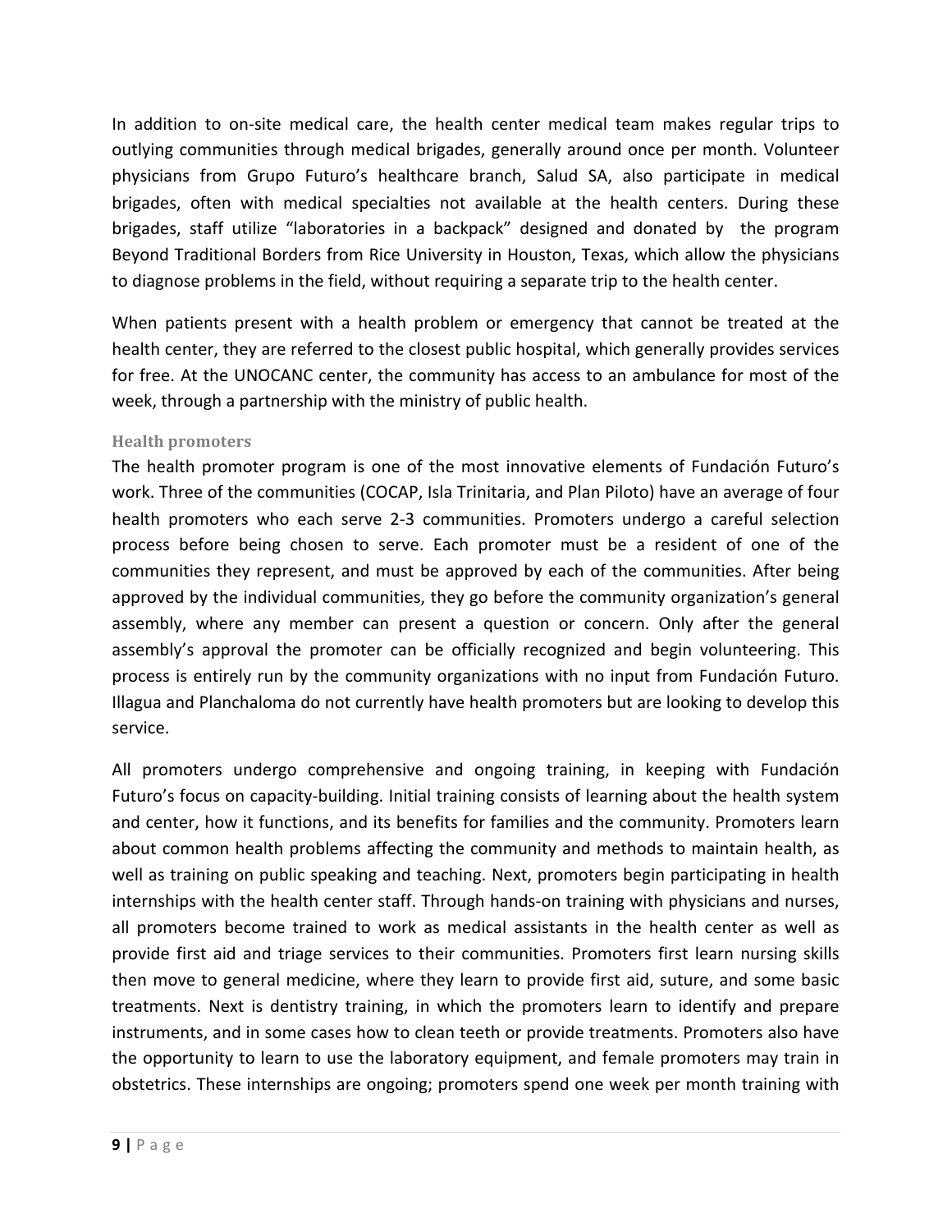In addition to on-site medical care, the health center medical team makes regular trips to outlying communities through medical brigades, generally around once per month. Volunteer physicians from Grupo Futuro's healthcare branch, Salud SA, also participate in medical brigades, often with medical specialties not available at the health centers. During these brigades, staff utilize "laboratories in a backpack" designed and donated by the program Beyond Traditional Borders from Rice University in Houston, Texas, which allow the physicians to diagnose problems in the field, without requiring a separate trip to the health center.

When patients present with a health problem or emergency that cannot be treated at the health center, they are referred to the closest public hospital, which generally provides services for free. At the UNOCANC center, the community has access to an ambulance for most of the week, through a partnership with the ministry of public health.

### Health promoters

The health promoter program is one of the most innovative elements of Fundación Futuro's work. Three of the communities (COCAP, Isla Trinitaria, and Plan Piloto) have an average of four health promoters who each serve 2-3 communities. Promoters undergo a careful selection process before being chosen to serve. Each promoter must be a resident of one of the communities they represent, and must be approved by each of the communities. After being approved by the individual communities, they go before the community organization's general assembly, where any member can present a question or concern. Only after the general assembly's approval the promoter can be officially recognized and begin volunteering. This process is entirely run by the community organizations with no input from Fundación Futuro. Illagua and Planchaloma do not currently have health promoters but are looking to develop this service.

All promoters undergo comprehensive and ongoing training, in keeping with Fundación Futuro's focus on capacity-building. Initial training consists of learning about the health system and center, how it functions, and its benefits for families and the community. Promoters learn about common health problems affecting the community and methods to maintain health, as well as training on public speaking and teaching. Next, promoters begin participating in health internships with the health center staff. Through hands-on training with physicians and nurses, all promoters become trained to work as medical assistants in the health center as well as provide first aid and triage services to their communities. Promoters first learn nursing skills then move to general medicine, where they learn to provide first aid, suture, and some basic treatments. Next is dentistry training, in which the promoters learn to identify and prepare instruments, and in some cases how to clean teeth or provide treatments. Promoters also have the opportunity to learn to use the laboratory equipment, and female promoters may train in obstetrics. These internships are ongoing; promoters spend one week per month training with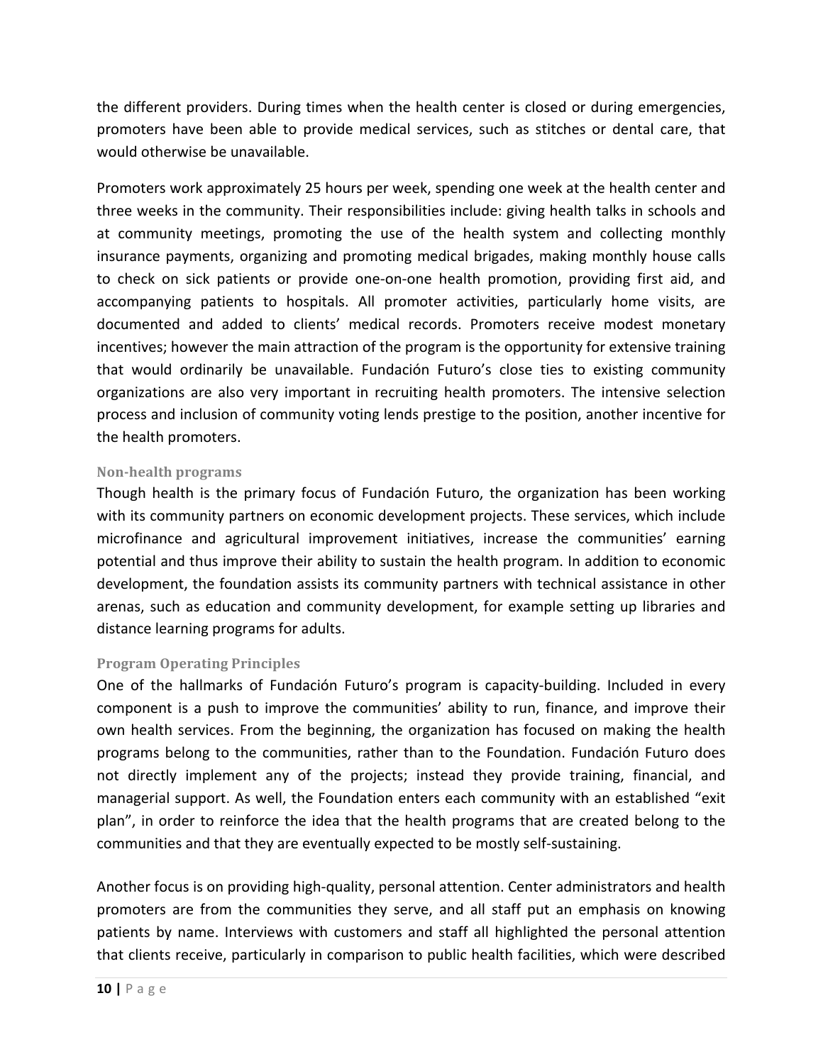the different providers. During times when the health center is closed or during emergencies, promoters have been able to provide medical services, such as stitches or dental care, that would otherwise be unavailable.

Promoters work approximately 25 hours per week, spending one week at the health center and three weeks in the community. Their responsibilities include: giving health talks in schools and at community meetings, promoting the use of the health system and collecting monthly insurance payments, organizing and promoting medical brigades, making monthly house calls to check on sick patients or provide one-on-one health promotion, providing first aid, and accompanying patients to hospitals. All promoter activities, particularly home visits, are documented and added to clients' medical records. Promoters receive modest monetary incentives; however the main attraction of the program is the opportunity for extensive training that would ordinarily be unavailable. Fundación Futuro's close ties to existing community organizations are also very important in recruiting health promoters. The intensive selection process and inclusion of community voting lends prestige to the position, another incentive for the health promoters.

### Non-health programs

Though health is the primary focus of Fundación Futuro, the organization has been working with its community partners on economic development projects. These services, which include microfinance and agricultural improvement initiatives, increase the communities' earning potential and thus improve their ability to sustain the health program. In addition to economic development, the foundation assists its community partners with technical assistance in other arenas, such as education and community development, for example setting up libraries and distance learning programs for adults.

### Program Operating Principles

One of the hallmarks of Fundación Futuro's program is capacity-building. Included in every component is a push to improve the communities' ability to run, finance, and improve their own health services. From the beginning, the organization has focused on making the health programs belong to the communities, rather than to the Foundation. Fundación Futuro does not directly implement any of the projects; instead they provide training, financial, and managerial support. As well, the Foundation enters each community with an established "exit plan", in order to reinforce the idea that the health programs that are created belong to the communities and that they are eventually expected to be mostly self-sustaining.

Another focus is on providing high-quality, personal attention. Center administrators and health promoters are from the communities they serve, and all staff put an emphasis on knowing patients by name. Interviews with customers and staff all highlighted the personal attention that clients receive, particularly in comparison to public health facilities, which were described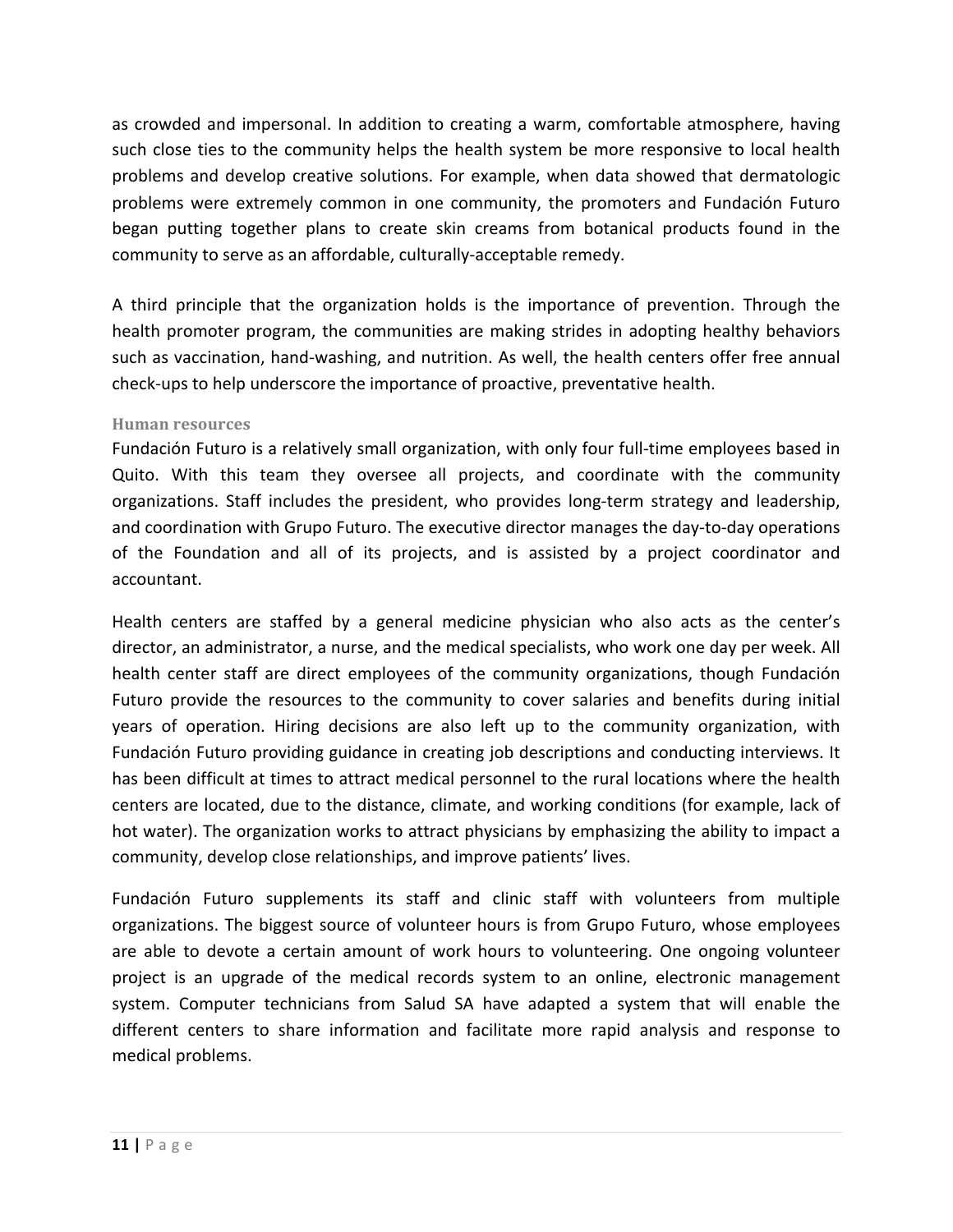as crowded and impersonal. In addition to creating a warm, comfortable atmosphere, having such close ties to the community helps the health system be more responsive to local health problems and develop creative solutions. For example, when data showed that dermatologic problems were extremely common in one community, the promoters and Fundación Futuro began putting together plans to create skin creams from botanical products found in the community to serve as an affordable, culturally-acceptable remedy.

A third principle that the organization holds is the importance of prevention. Through the health promoter program, the communities are making strides in adopting healthy behaviors such as vaccination, hand-washing, and nutrition. As well, the health centers offer free annual check-ups to help underscore the importance of proactive, preventative health.

### Human resources

Fundación Futuro is a relatively small organization, with only four full-time employees based in Quito. With this team they oversee all projects, and coordinate with the community organizations. Staff includes the president, who provides long-term strategy and leadership, and coordination with Grupo Futuro. The executive director manages the day-to-day operations of the Foundation and all of its projects, and is assisted by a project coordinator and accountant.

Health centers are staffed by a general medicine physician who also acts as the center's director, an administrator, a nurse, and the medical specialists, who work one day per week. All health center staff are direct employees of the community organizations, though Fundación Futuro provide the resources to the community to cover salaries and benefits during initial years of operation. Hiring decisions are also left up to the community organization, with Fundación Futuro providing guidance in creating job descriptions and conducting interviews. It has been difficult at times to attract medical personnel to the rural locations where the health centers are located, due to the distance, climate, and working conditions (for example, lack of hot water). The organization works to attract physicians by emphasizing the ability to impact a community, develop close relationships, and improve patients' lives.

Fundación Futuro supplements its staff and clinic staff with volunteers from multiple organizations. The biggest source of volunteer hours is from Grupo Futuro, whose employees are able to devote a certain amount of work hours to volunteering. One ongoing volunteer project is an upgrade of the medical records system to an online, electronic management system. Computer technicians from Salud SA have adapted a system that will enable the different centers to share information and facilitate more rapid analysis and response to medical problems.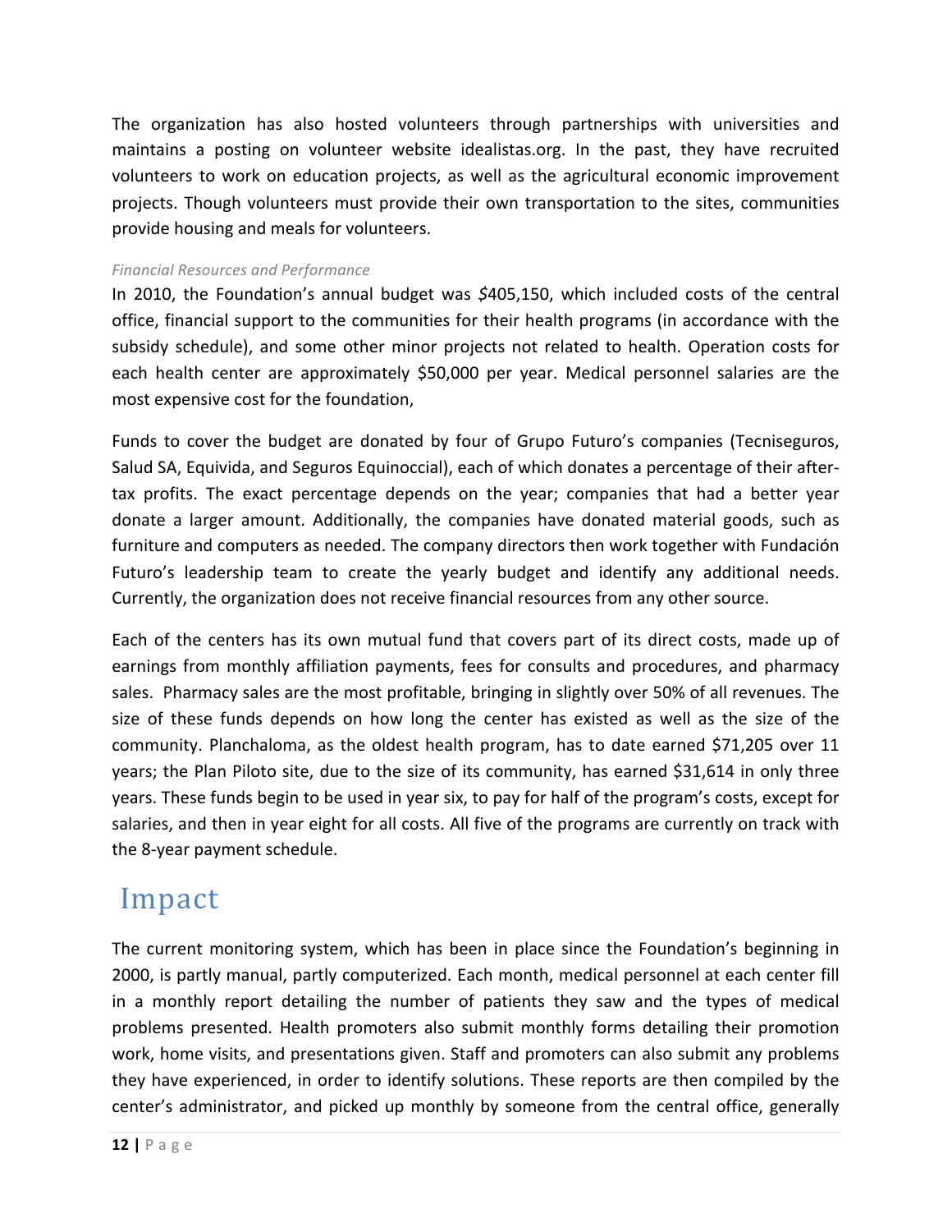The organization has also hosted volunteers through partnerships with universities and maintains a posting on volunteer website idealistas.org. In the past, they have recruited volunteers to work on education projects, as well as the agricultural economic improvement projects. Though volunteers must provide their own transportation to the sites, communities provide housing and meals for volunteers.

*Financial Resources and Performance*

In 2010, the Foundation's annual budget was $405,150, which included costs of the central office, financial support to the communities for their health programs (in accordance with the subsidy schedule), and some other minor projects not related to health. Operation costs for each health center are approximately $50,000 per year. Medical personnel salaries are the most expensive cost for the foundation,

Funds to cover the budget are donated by four of Grupo Futuro's companies (Tecniseguros, Salud SA, Equivida, and Seguros Equinoccial), each of which donates a percentage of their after-tax profits. The exact percentage depends on the year; companies that had a better year donate a larger amount. Additionally, the companies have donated material goods, such as furniture and computers as needed. The company directors then work together with Fundación Futuro's leadership team to create the yearly budget and identify any additional needs. Currently, the organization does not receive financial resources from any other source.

Each of the centers has its own mutual fund that covers part of its direct costs, made up of earnings from monthly affiliation payments, fees for consults and procedures, and pharmacy sales. Pharmacy sales are the most profitable, bringing in slightly over 50% of all revenues. The size of these funds depends on how long the center has existed as well as the size of the community. Planchaloma, as the oldest health program, has to date earned $71,205 over 11 years; the Plan Piloto site, due to the size of its community, has earned $31,614 in only three years. These funds begin to be used in year six, to pay for half of the program's costs, except for salaries, and then in year eight for all costs. All five of the programs are currently on track with the 8-year payment schedule.

# Impact

The current monitoring system, which has been in place since the Foundation's beginning in 2000, is partly manual, partly computerized. Each month, medical personnel at each center fill in a monthly report detailing the number of patients they saw and the types of medical problems presented. Health promoters also submit monthly forms detailing their promotion work, home visits, and presentations given. Staff and promoters can also submit any problems they have experienced, in order to identify solutions. These reports are then compiled by the center's administrator, and picked up monthly by someone from the central office, generally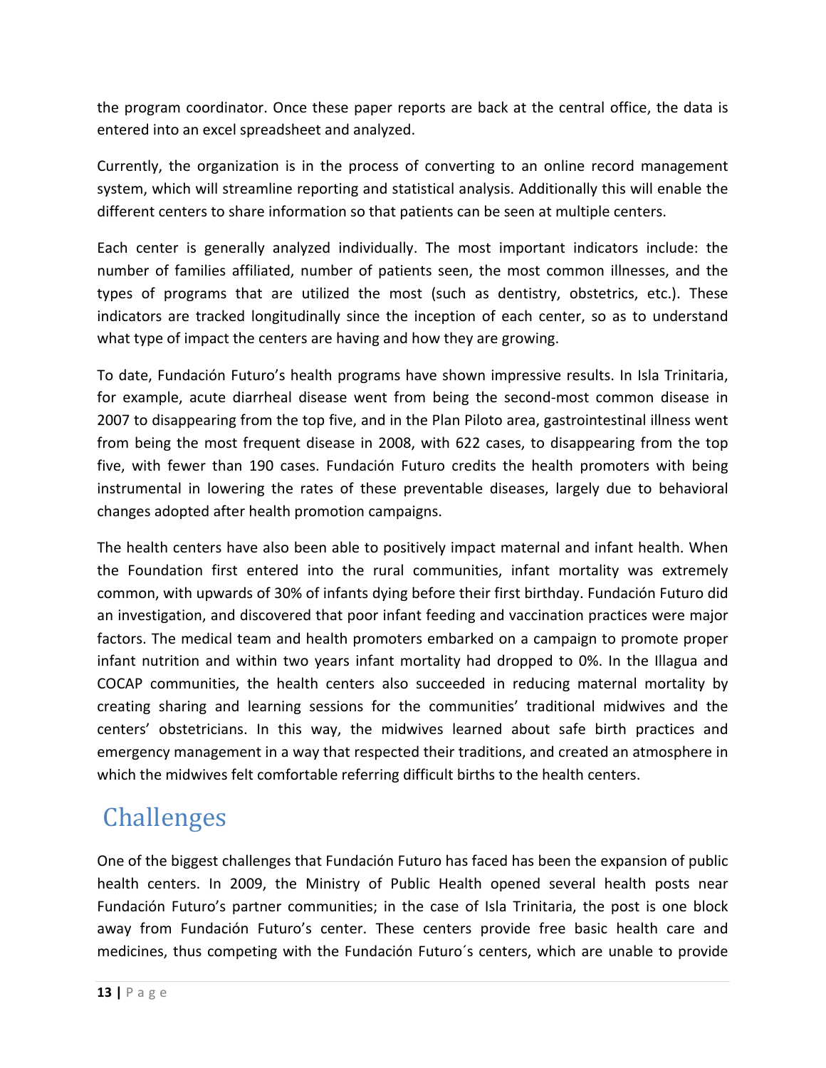the program coordinator. Once these paper reports are back at the central office, the data is entered into an excel spreadsheet and analyzed.

Currently, the organization is in the process of converting to an online record management system, which will streamline reporting and statistical analysis. Additionally this will enable the different centers to share information so that patients can be seen at multiple centers.

Each center is generally analyzed individually. The most important indicators include: the number of families affiliated, number of patients seen, the most common illnesses, and the types of programs that are utilized the most (such as dentistry, obstetrics, etc.). These indicators are tracked longitudinally since the inception of each center, so as to understand what type of impact the centers are having and how they are growing.

To date, Fundación Futuro's health programs have shown impressive results. In Isla Trinitaria, for example, acute diarrheal disease went from being the second-most common disease in 2007 to disappearing from the top five, and in the Plan Piloto area, gastrointestinal illness went from being the most frequent disease in 2008, with 622 cases, to disappearing from the top five, with fewer than 190 cases. Fundación Futuro credits the health promoters with being instrumental in lowering the rates of these preventable diseases, largely due to behavioral changes adopted after health promotion campaigns.

The health centers have also been able to positively impact maternal and infant health. When the Foundation first entered into the rural communities, infant mortality was extremely common, with upwards of 30% of infants dying before their first birthday. Fundación Futuro did an investigation, and discovered that poor infant feeding and vaccination practices were major factors. The medical team and health promoters embarked on a campaign to promote proper infant nutrition and within two years infant mortality had dropped to 0%. In the Illagua and COCAP communities, the health centers also succeeded in reducing maternal mortality by creating sharing and learning sessions for the communities' traditional midwives and the centers' obstetricians. In this way, the midwives learned about safe birth practices and emergency management in a way that respected their traditions, and created an atmosphere in which the midwives felt comfortable referring difficult births to the health centers.

# Challenges

One of the biggest challenges that Fundación Futuro has faced has been the expansion of public health centers. In 2009, the Ministry of Public Health opened several health posts near Fundación Futuro's partner communities; in the case of Isla Trinitaria, the post is one block away from Fundación Futuro's center. These centers provide free basic health care and medicines, thus competing with the Fundación Futuro´s centers, which are unable to provide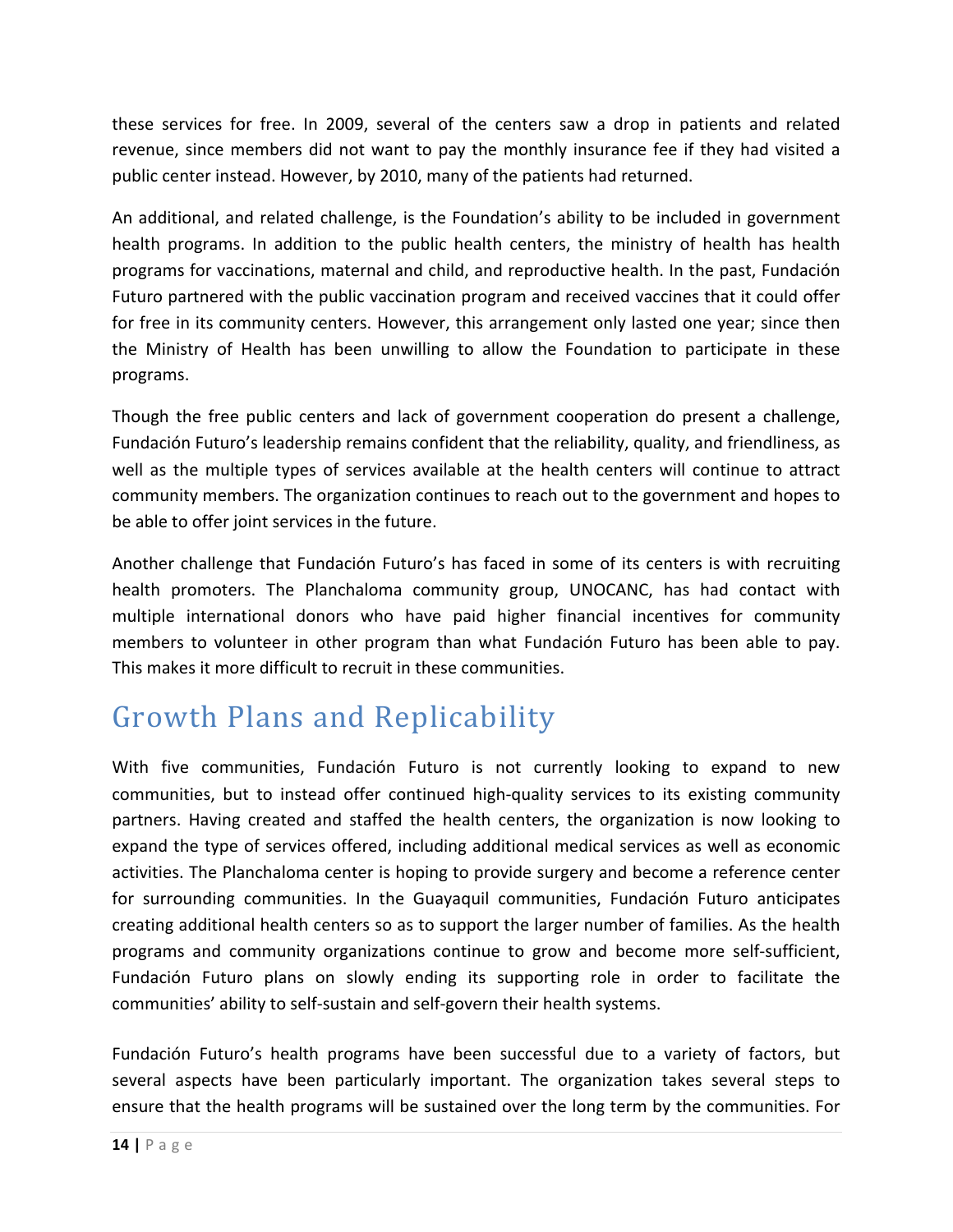these services for free. In 2009, several of the centers saw a drop in patients and related revenue, since members did not want to pay the monthly insurance fee if they had visited a public center instead. However, by 2010, many of the patients had returned.

An additional, and related challenge, is the Foundation's ability to be included in government health programs. In addition to the public health centers, the ministry of health has health programs for vaccinations, maternal and child, and reproductive health. In the past, Fundación Futuro partnered with the public vaccination program and received vaccines that it could offer for free in its community centers. However, this arrangement only lasted one year; since then the Ministry of Health has been unwilling to allow the Foundation to participate in these programs.

Though the free public centers and lack of government cooperation do present a challenge, Fundación Futuro's leadership remains confident that the reliability, quality, and friendliness, as well as the multiple types of services available at the health centers will continue to attract community members. The organization continues to reach out to the government and hopes to be able to offer joint services in the future.

Another challenge that Fundación Futuro's has faced in some of its centers is with recruiting health promoters. The Planchaloma community group, UNOCANC, has had contact with multiple international donors who have paid higher financial incentives for community members to volunteer in other program than what Fundación Futuro has been able to pay. This makes it more difficult to recruit in these communities.

# Growth Plans and Replicability

With five communities, Fundación Futuro is not currently looking to expand to new communities, but to instead offer continued high-quality services to its existing community partners. Having created and staffed the health centers, the organization is now looking to expand the type of services offered, including additional medical services as well as economic activities. The Planchaloma center is hoping to provide surgery and become a reference center for surrounding communities. In the Guayaquil communities, Fundación Futuro anticipates creating additional health centers so as to support the larger number of families. As the health programs and community organizations continue to grow and become more self-sufficient, Fundación Futuro plans on slowly ending its supporting role in order to facilitate the communities' ability to self-sustain and self-govern their health systems.

Fundación Futuro's health programs have been successful due to a variety of factors, but several aspects have been particularly important. The organization takes several steps to ensure that the health programs will be sustained over the long term by the communities. For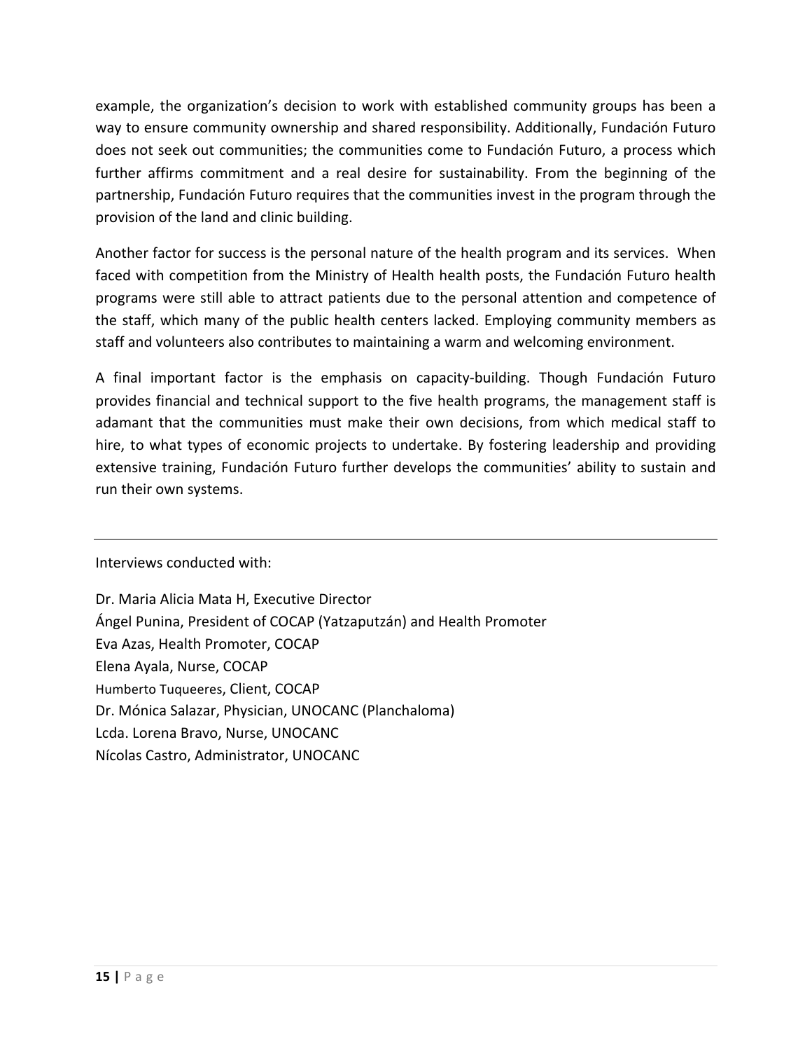example, the organization's decision to work with established community groups has been a way to ensure community ownership and shared responsibility. Additionally, Fundación Futuro does not seek out communities; the communities come to Fundación Futuro, a process which further affirms commitment and a real desire for sustainability. From the beginning of the partnership, Fundación Futuro requires that the communities invest in the program through the provision of the land and clinic building.

Another factor for success is the personal nature of the health program and its services. When faced with competition from the Ministry of Health health posts, the Fundación Futuro health programs were still able to attract patients due to the personal attention and competence of the staff, which many of the public health centers lacked. Employing community members as staff and volunteers also contributes to maintaining a warm and welcoming environment.

A final important factor is the emphasis on capacity-building. Though Fundación Futuro provides financial and technical support to the five health programs, the management staff is adamant that the communities must make their own decisions, from which medical staff to hire, to what types of economic projects to undertake. By fostering leadership and providing extensive training, Fundación Futuro further develops the communities' ability to sustain and run their own systems.

---

Interviews conducted with:

Dr. Maria Alicia Mata H, Executive Director  
Ángel Punina, President of COCAP (Yatzaputzán) and Health Promoter  
Eva Azas, Health Promoter, COCAP  
Elena Ayala, Nurse, COCAP  
Humberto Tuqueeres, Client, COCAP  
Dr. Mónica Salazar, Physician, UNOCANC (Planchaloma)  
Lcda. Lorena Bravo, Nurse, UNOCANC  
Nícolas Castro, Administrator, UNOCANC